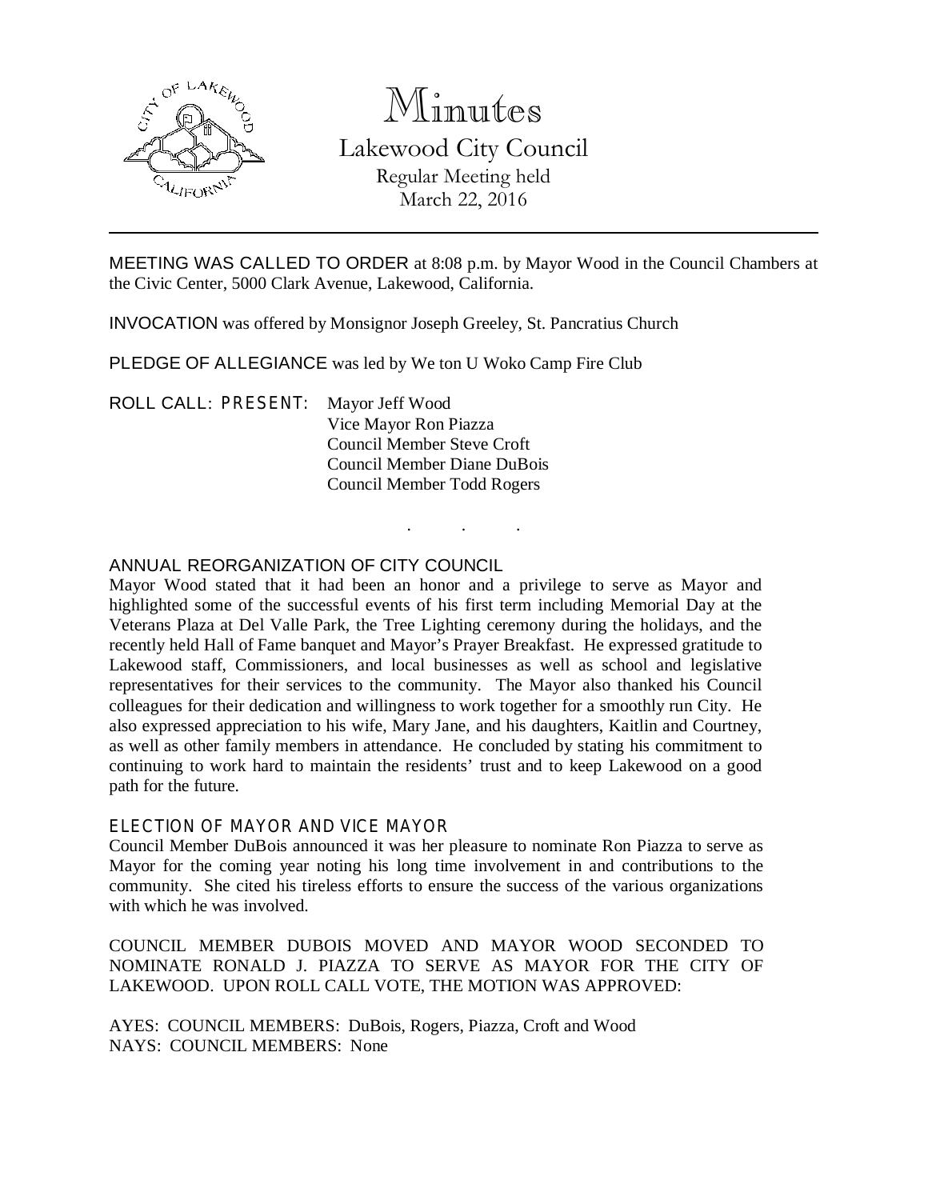# Minutes

## Lakewood City Council

Regular Meeting held
March 22, 2016

---

MEETING WAS CALLED TO ORDER at 8:08 p.m. by Mayor Wood in the Council Chambers at the Civic Center, 5000 Clark Avenue, Lakewood, California.

INVOCATION was offered by Monsignor Joseph Greeley, St. Pancratius Church

PLEDGE OF ALLEGIANCE was led by We ton U Woko Camp Fire Club

ROLL CALL: PRESENT:
Mayor Jeff Wood
Vice Mayor Ron Piazza
Council Member Steve Croft
Council Member Diane DuBois
Council Member Todd Rogers

. . .

ANNUAL REORGANIZATION OF CITY COUNCIL

Mayor Wood stated that it had been an honor and a privilege to serve as Mayor and highlighted some of the successful events of his first term including Memorial Day at the Veterans Plaza at Del Valle Park, the Tree Lighting ceremony during the holidays, and the recently held Hall of Fame banquet and Mayor's Prayer Breakfast. He expressed gratitude to Lakewood staff, Commissioners, and local businesses as well as school and legislative representatives for their services to the community. The Mayor also thanked his Council colleagues for their dedication and willingness to work together for a smoothly run City. He also expressed appreciation to his wife, Mary Jane, and his daughters, Kaitlin and Courtney, as well as other family members in attendance. He concluded by stating his commitment to continuing to work hard to maintain the residents' trust and to keep Lakewood on a good path for the future.

ELECTION OF MAYOR AND VICE MAYOR

Council Member DuBois announced it was her pleasure to nominate Ron Piazza to serve as Mayor for the coming year noting his long time involvement in and contributions to the community. She cited his tireless efforts to ensure the success of the various organizations with which he was involved.

COUNCIL MEMBER DUBOIS MOVED AND MAYOR WOOD SECONDED TO NOMINATE RONALD J. PIAZZA TO SERVE AS MAYOR FOR THE CITY OF LAKEWOOD. UPON ROLL CALL VOTE, THE MOTION WAS APPROVED:

AYES: COUNCIL MEMBERS: DuBois, Rogers, Piazza, Croft and Wood
NAYS: COUNCIL MEMBERS: None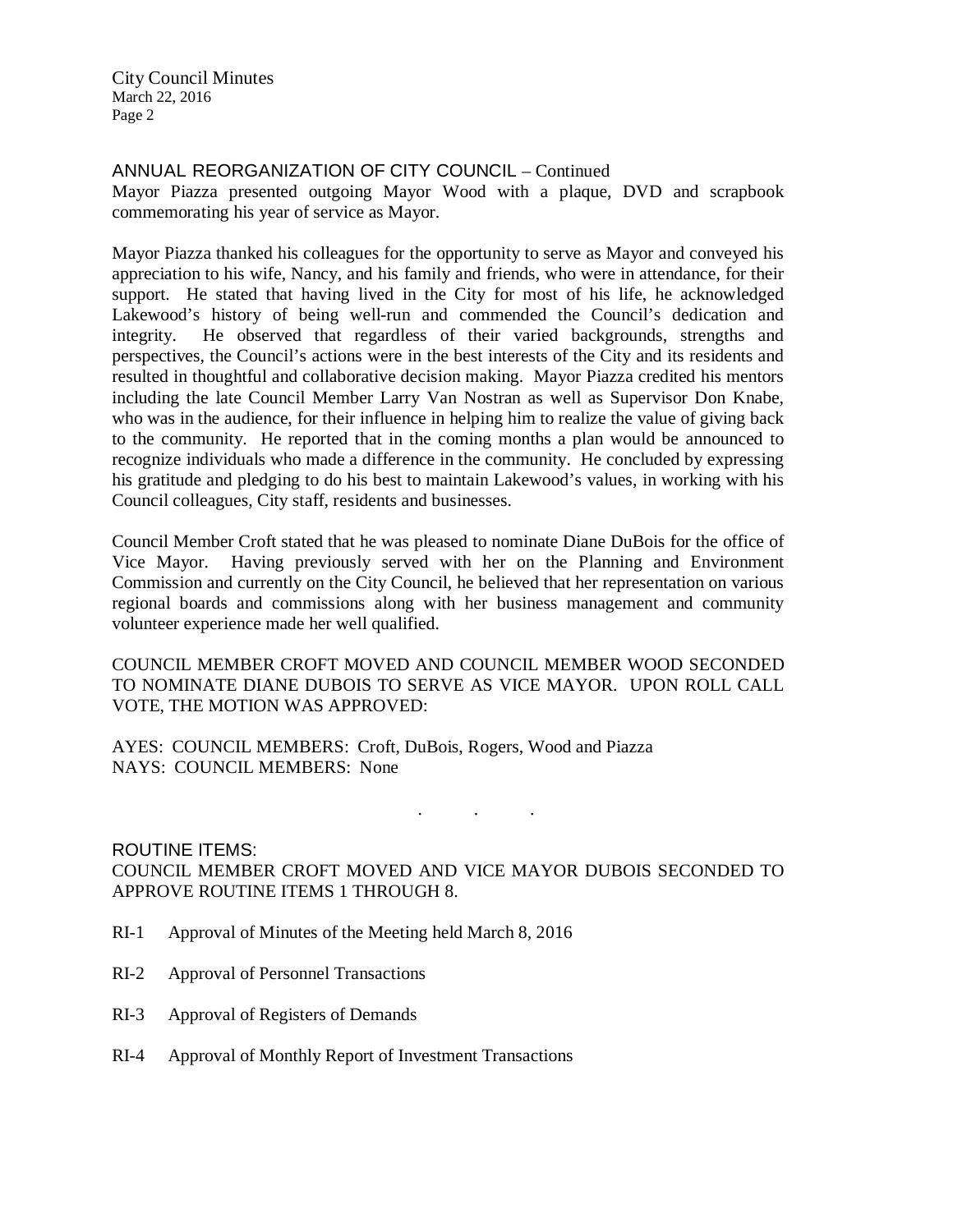ANNUAL REORGANIZATION OF CITY COUNCIL – Continued

Mayor Piazza presented outgoing Mayor Wood with a plaque, DVD and scrapbook commemorating his year of service as Mayor.

Mayor Piazza thanked his colleagues for the opportunity to serve as Mayor and conveyed his appreciation to his wife, Nancy, and his family and friends, who were in attendance, for their support. He stated that having lived in the City for most of his life, he acknowledged Lakewood's history of being well-run and commended the Council's dedication and integrity. He observed that regardless of their varied backgrounds, strengths and perspectives, the Council's actions were in the best interests of the City and its residents and resulted in thoughtful and collaborative decision making. Mayor Piazza credited his mentors including the late Council Member Larry Van Nostran as well as Supervisor Don Knabe, who was in the audience, for their influence in helping him to realize the value of giving back to the community. He reported that in the coming months a plan would be announced to recognize individuals who made a difference in the community. He concluded by expressing his gratitude and pledging to do his best to maintain Lakewood's values, in working with his Council colleagues, City staff, residents and businesses.

Council Member Croft stated that he was pleased to nominate Diane DuBois for the office of Vice Mayor. Having previously served with her on the Planning and Environment Commission and currently on the City Council, he believed that her representation on various regional boards and commissions along with her business management and community volunteer experience made her well qualified.

COUNCIL MEMBER CROFT MOVED AND COUNCIL MEMBER WOOD SECONDED TO NOMINATE DIANE DUBOIS TO SERVE AS VICE MAYOR. UPON ROLL CALL VOTE, THE MOTION WAS APPROVED:

AYES: COUNCIL MEMBERS: Croft, DuBois, Rogers, Wood and Piazza
NAYS: COUNCIL MEMBERS: None

. . .

ROUTINE ITEMS:

COUNCIL MEMBER CROFT MOVED AND VICE MAYOR DUBOIS SECONDED TO APPROVE ROUTINE ITEMS 1 THROUGH 8.

RI-1 Approval of Minutes of the Meeting held March 8, 2016

RI-2 Approval of Personnel Transactions

RI-3 Approval of Registers of Demands

RI-4 Approval of Monthly Report of Investment Transactions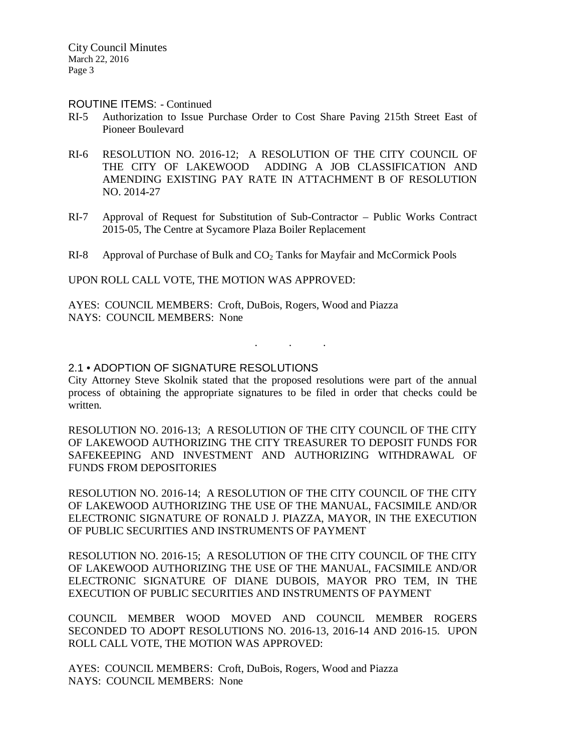ROUTINE ITEMS: - Continued

RI-5 Authorization to Issue Purchase Order to Cost Share Paving 215th Street East of Pioneer Boulevard

RI-6 RESOLUTION NO. 2016-12; A RESOLUTION OF THE CITY COUNCIL OF THE CITY OF LAKEWOOD ADDING A JOB CLASSIFICATION AND AMENDING EXISTING PAY RATE IN ATTACHMENT B OF RESOLUTION NO. 2014-27

RI-7 Approval of Request for Substitution of Sub-Contractor – Public Works Contract 2015-05, The Centre at Sycamore Plaza Boiler Replacement

RI-8 Approval of Purchase of Bulk and $CO_2$ Tanks for Mayfair and McCormick Pools

UPON ROLL CALL VOTE, THE MOTION WAS APPROVED:

AYES: COUNCIL MEMBERS: Croft, DuBois, Rogers, Wood and Piazza
NAYS: COUNCIL MEMBERS: None

. . .

## 2.1 • ADOPTION OF SIGNATURE RESOLUTIONS

City Attorney Steve Skolnik stated that the proposed resolutions were part of the annual process of obtaining the appropriate signatures to be filed in order that checks could be written.

RESOLUTION NO. 2016-13; A RESOLUTION OF THE CITY COUNCIL OF THE CITY OF LAKEWOOD AUTHORIZING THE CITY TREASURER TO DEPOSIT FUNDS FOR SAFEKEEPING AND INVESTMENT AND AUTHORIZING WITHDRAWAL OF FUNDS FROM DEPOSITORIES

RESOLUTION NO. 2016-14; A RESOLUTION OF THE CITY COUNCIL OF THE CITY OF LAKEWOOD AUTHORIZING THE USE OF THE MANUAL, FACSIMILE AND/OR ELECTRONIC SIGNATURE OF RONALD J. PIAZZA, MAYOR, IN THE EXECUTION OF PUBLIC SECURITIES AND INSTRUMENTS OF PAYMENT

RESOLUTION NO. 2016-15; A RESOLUTION OF THE CITY COUNCIL OF THE CITY OF LAKEWOOD AUTHORIZING THE USE OF THE MANUAL, FACSIMILE AND/OR ELECTRONIC SIGNATURE OF DIANE DUBOIS, MAYOR PRO TEM, IN THE EXECUTION OF PUBLIC SECURITIES AND INSTRUMENTS OF PAYMENT

COUNCIL MEMBER WOOD MOVED AND COUNCIL MEMBER ROGERS SECONDED TO ADOPT RESOLUTIONS NO. 2016-13, 2016-14 AND 2016-15. UPON ROLL CALL VOTE, THE MOTION WAS APPROVED:

AYES: COUNCIL MEMBERS: Croft, DuBois, Rogers, Wood and Piazza
NAYS: COUNCIL MEMBERS: None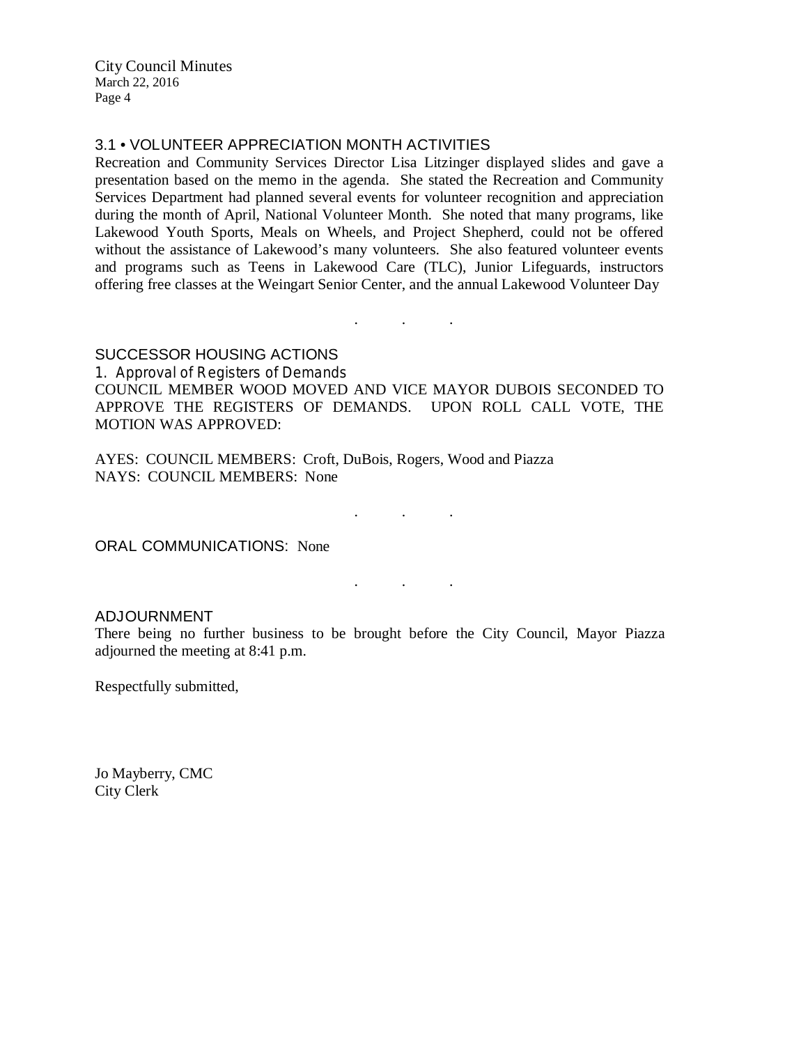## 3.1 • VOLUNTEER APPRECIATION MONTH ACTIVITIES

Recreation and Community Services Director Lisa Litzinger displayed slides and gave a presentation based on the memo in the agenda. She stated the Recreation and Community Services Department had planned several events for volunteer recognition and appreciation during the month of April, National Volunteer Month. She noted that many programs, like Lakewood Youth Sports, Meals on Wheels, and Project Shepherd, could not be offered without the assistance of Lakewood's many volunteers. She also featured volunteer events and programs such as Teens in Lakewood Care (TLC), Junior Lifeguards, instructors offering free classes at the Weingart Senior Center, and the annual Lakewood Volunteer Day

. . .

## SUCCESSOR HOUSING ACTIONS

### 1. Approval of Registers of Demands

COUNCIL MEMBER WOOD MOVED AND VICE MAYOR DUBOIS SECONDED TO APPROVE THE REGISTERS OF DEMANDS. UPON ROLL CALL VOTE, THE MOTION WAS APPROVED:

AYES: COUNCIL MEMBERS: Croft, DuBois, Rogers, Wood and Piazza
NAYS: COUNCIL MEMBERS: None

. . .

## ORAL COMMUNICATIONS: None

. . .

## ADJOURNMENT

There being no further business to be brought before the City Council, Mayor Piazza adjourned the meeting at 8:41 p.m.

Respectfully submitted,

Jo Mayberry, CMC
City Clerk